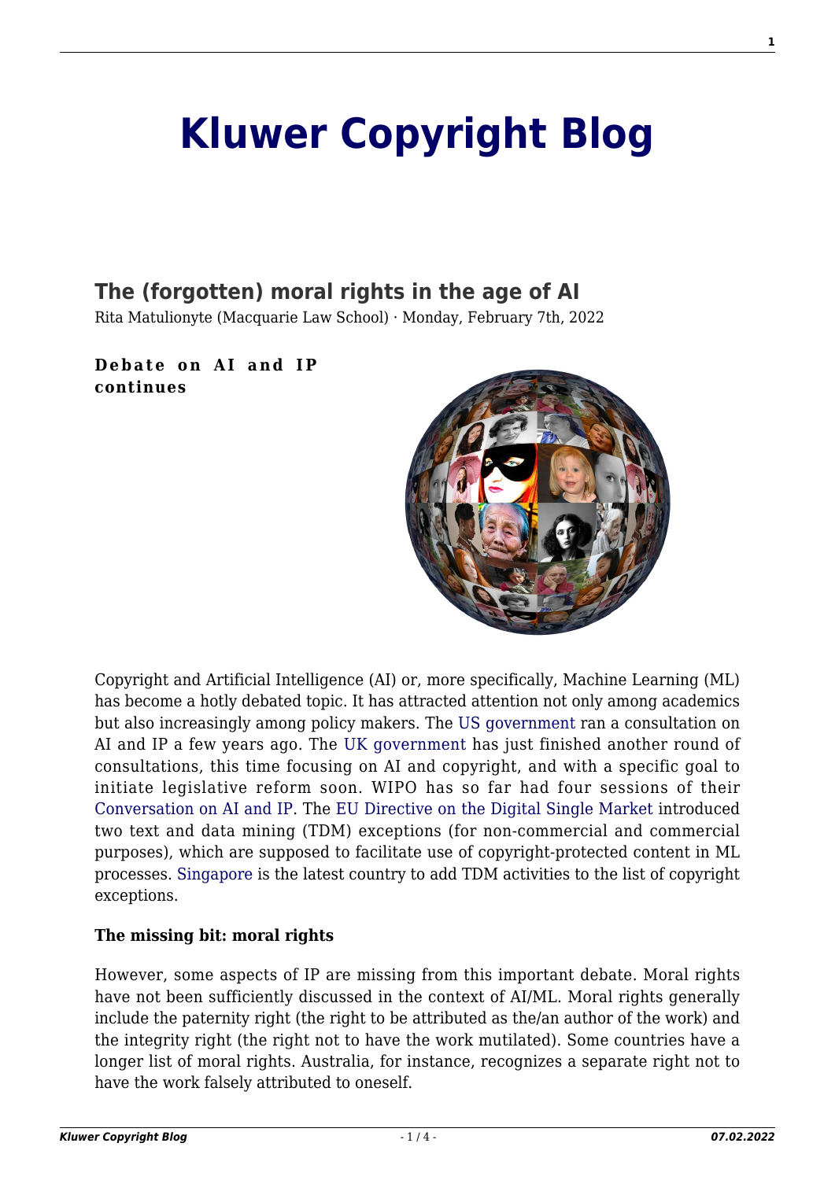# Kluwer Copyright Blog

## The (forgotten) moral rights in the age of AI

Rita Matulionyte (Macquarie Law School) · Monday, February 7th, 2022

**Debate on AI and IP continues**

Copyright and Artificial Intelligence (AI) or, more specifically, Machine Learning (ML) has become a hotly debated topic. It has attracted attention not only among academics but also increasingly among policy makers. The US government ran a consultation on AI and IP a few years ago. The UK government has just finished another round of consultations, this time focusing on AI and copyright, and with a specific goal to initiate legislative reform soon. WIPO has so far had four sessions of their Conversation on AI and IP. The EU Directive on the Digital Single Market introduced two text and data mining (TDM) exceptions (for non-commercial and commercial purposes), which are supposed to facilitate use of copyright-protected content in ML processes. Singapore is the latest country to add TDM activities to the list of copyright exceptions.

**The missing bit: moral rights**

However, some aspects of IP are missing from this important debate. Moral rights have not been sufficiently discussed in the context of AI/ML. Moral rights generally include the paternity right (the right to be attributed as the/an author of the work) and the integrity right (the right not to have the work mutilated). Some countries have a longer list of moral rights. Australia, for instance, recognizes a separate right not to have the work falsely attributed to oneself.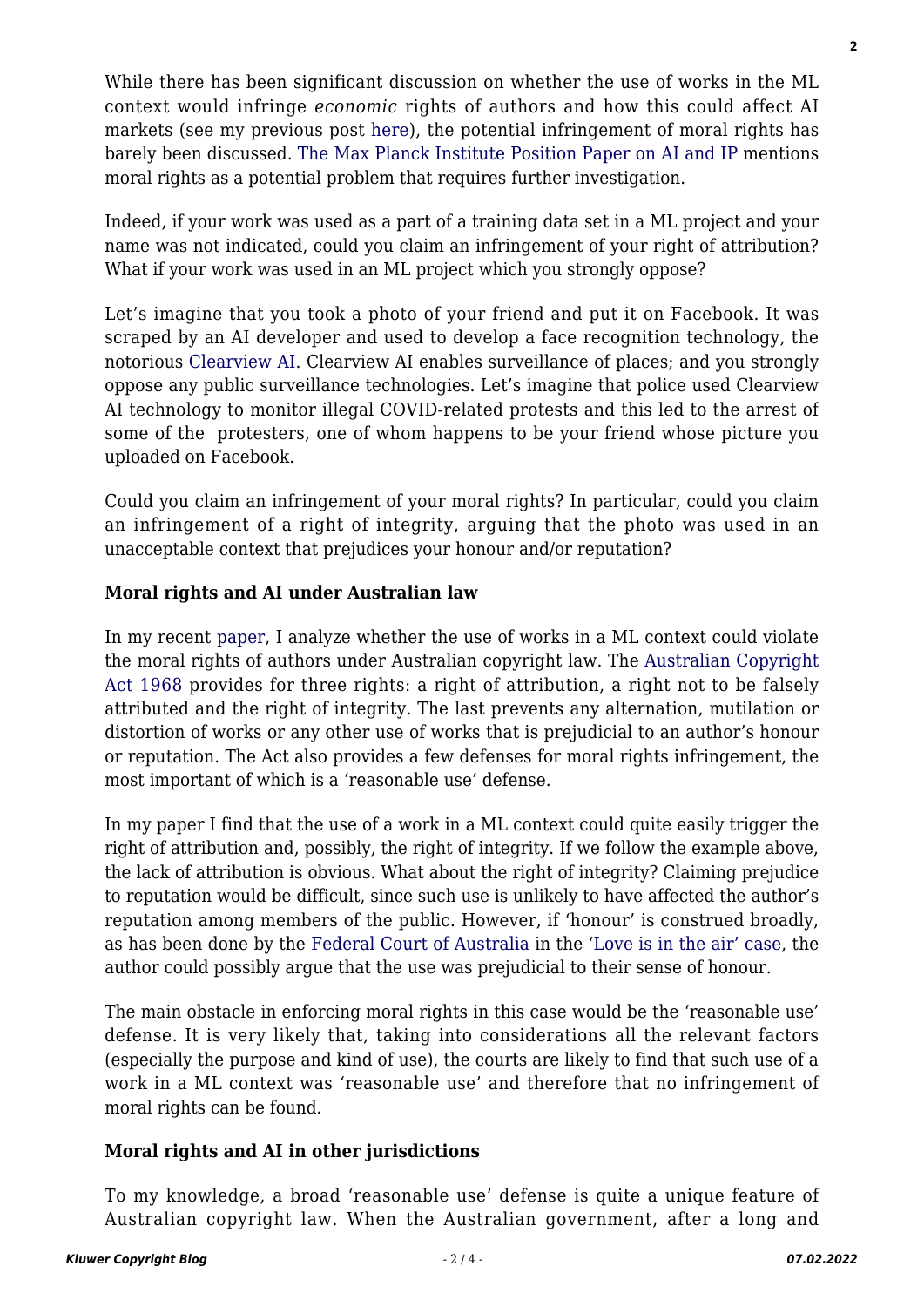While there has been significant discussion on whether the use of works in the ML context would infringe *economic* rights of authors and how this could affect AI markets (see my previous post here), the potential infringement of moral rights has barely been discussed. The Max Planck Institute Position Paper on AI and IP mentions moral rights as a potential problem that requires further investigation.

Indeed, if your work was used as a part of a training data set in a ML project and your name was not indicated, could you claim an infringement of your right of attribution? What if your work was used in an ML project which you strongly oppose?

Let's imagine that you took a photo of your friend and put it on Facebook. It was scraped by an AI developer and used to develop a face recognition technology, the notorious Clearview AI. Clearview AI enables surveillance of places; and you strongly oppose any public surveillance technologies. Let's imagine that police used Clearview AI technology to monitor illegal COVID-related protests and this led to the arrest of some of the protesters, one of whom happens to be your friend whose picture you uploaded on Facebook.

Could you claim an infringement of your moral rights? In particular, could you claim an infringement of a right of integrity, arguing that the photo was used in an unacceptable context that prejudices your honour and/or reputation?

**Moral rights and AI under Australian law**

In my recent paper, I analyze whether the use of works in a ML context could violate the moral rights of authors under Australian copyright law. The Australian Copyright Act 1968 provides for three rights: a right of attribution, a right not to be falsely attributed and the right of integrity. The last prevents any alternation, mutilation or distortion of works or any other use of works that is prejudicial to an author's honour or reputation. The Act also provides a few defenses for moral rights infringement, the most important of which is a 'reasonable use' defense.

In my paper I find that the use of a work in a ML context could quite easily trigger the right of attribution and, possibly, the right of integrity. If we follow the example above, the lack of attribution is obvious. What about the right of integrity? Claiming prejudice to reputation would be difficult, since such use is unlikely to have affected the author's reputation among members of the public. However, if 'honour' is construed broadly, as has been done by the Federal Court of Australia in the 'Love is in the air' case, the author could possibly argue that the use was prejudicial to their sense of honour.

The main obstacle in enforcing moral rights in this case would be the 'reasonable use' defense. It is very likely that, taking into considerations all the relevant factors (especially the purpose and kind of use), the courts are likely to find that such use of a work in a ML context was 'reasonable use' and therefore that no infringement of moral rights can be found.

**Moral rights and AI in other jurisdictions**

To my knowledge, a broad 'reasonable use' defense is quite a unique feature of Australian copyright law. When the Australian government, after a long and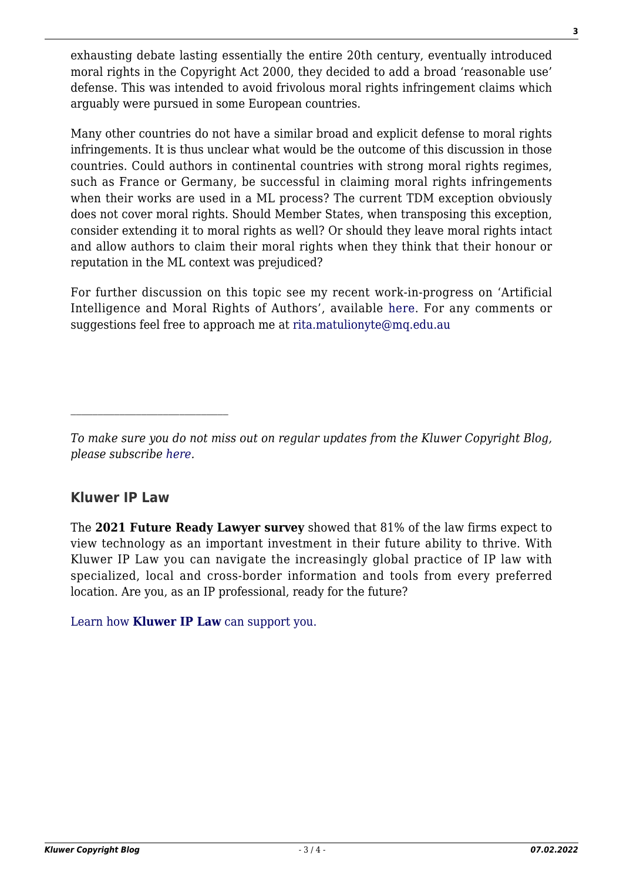exhausting debate lasting essentially the entire 20th century, eventually introduced moral rights in the Copyright Act 2000, they decided to add a broad 'reasonable use' defense. This was intended to avoid frivolous moral rights infringement claims which arguably were pursued in some European countries.

Many other countries do not have a similar broad and explicit defense to moral rights infringements. It is thus unclear what would be the outcome of this discussion in those countries. Could authors in continental countries with strong moral rights regimes, such as France or Germany, be successful in claiming moral rights infringements when their works are used in a ML process? The current TDM exception obviously does not cover moral rights. Should Member States, when transposing this exception, consider extending it to moral rights as well? Or should they leave moral rights intact and allow authors to claim their moral rights when they think that their honour or reputation in the ML context was prejudiced?

For further discussion on this topic see my recent work-in-progress on 'Artificial Intelligence and Moral Rights of Authors', available here. For any comments or suggestions feel free to approach me at rita.matulionyte@mq.edu.au

---

*To make sure you do not miss out on regular updates from the Kluwer Copyright Blog, please subscribe here.*

### Kluwer IP Law

The **2021 Future Ready Lawyer survey** showed that 81% of the law firms expect to view technology as an important investment in their future ability to thrive. With Kluwer IP Law you can navigate the increasingly global practice of IP law with specialized, local and cross-border information and tools from every preferred location. Are you, as an IP professional, ready for the future?

Learn how **Kluwer IP Law** can support you.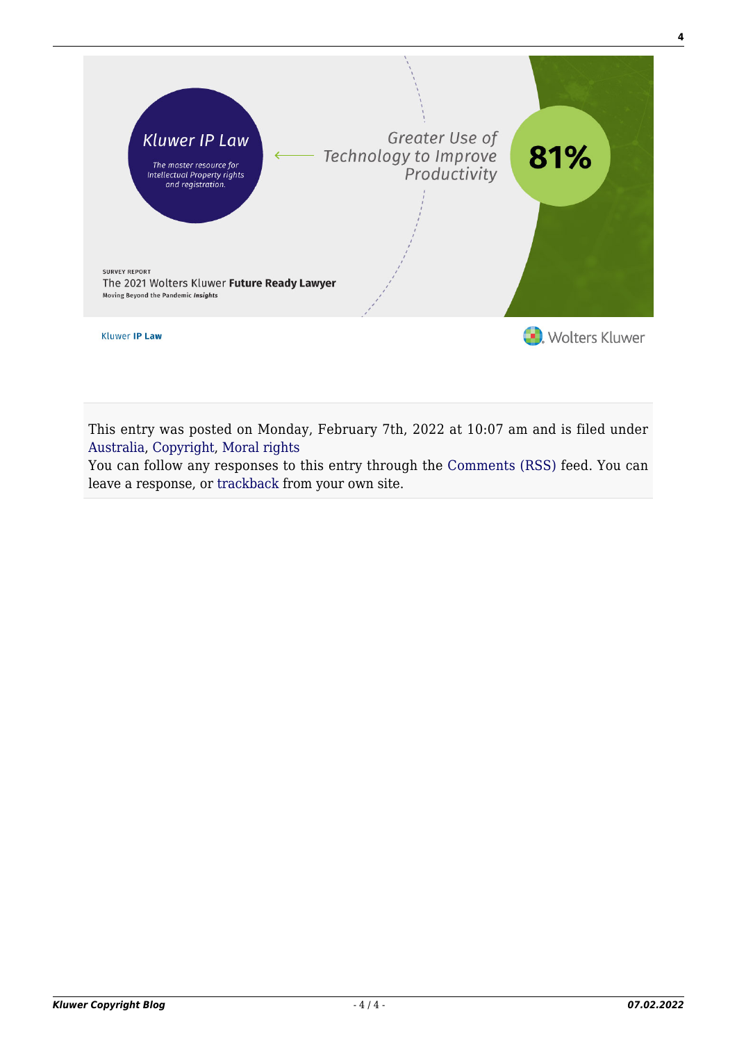Kluwer IP Law

The master resource for Intellectual Property rights and registration.

Greater Use of Technology to Improve Productivity

81%

SURVEY REPORT

The 2021 Wolters Kluwer **Future Ready Lawyer**

Moving Beyond the Pandemic *Insights*

Kluwer **IP Law**

Wolters Kluwer

This entry was posted on Monday, February 7th, 2022 at 10:07 am and is filed under Australia, Copyright, Moral rights

You can follow any responses to this entry through the Comments (RSS) feed. You can leave a response, or trackback from your own site.